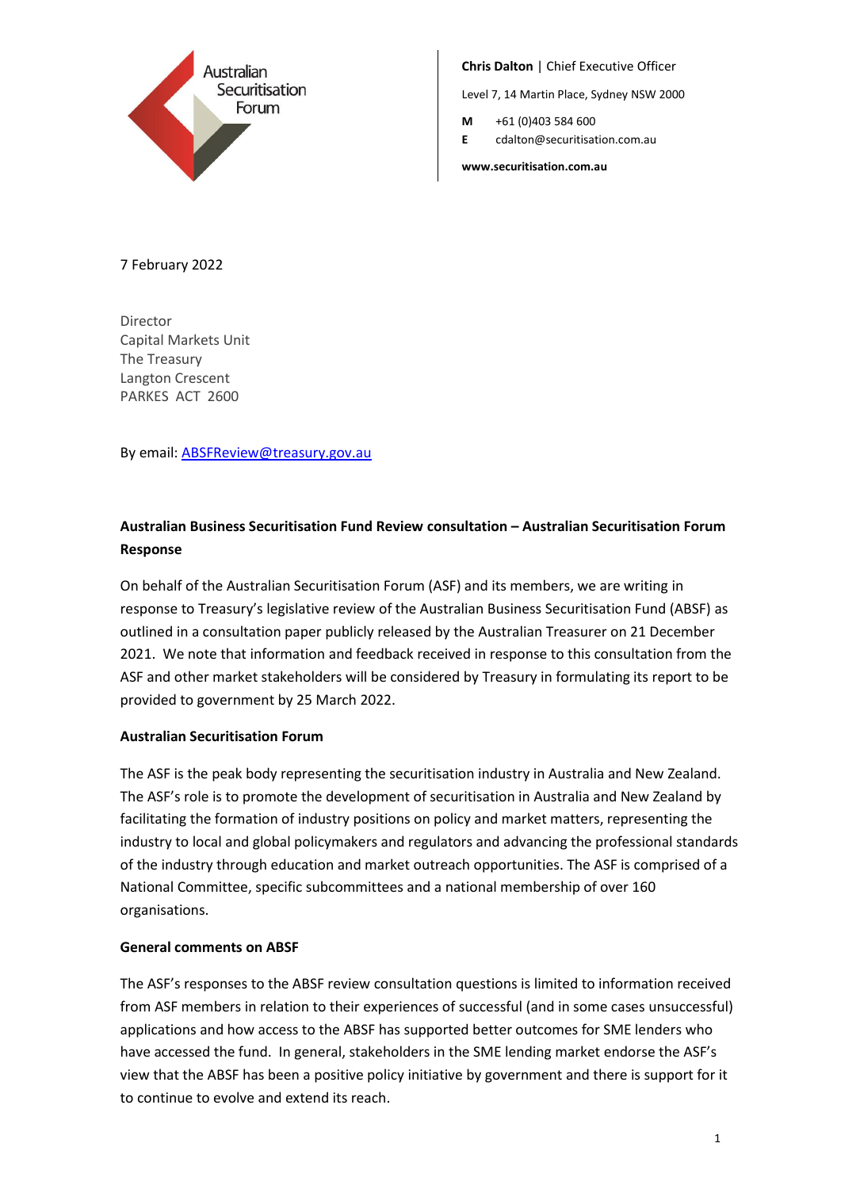Australian Securitisation Forum

**Chris Dalton** | Chief Executive Officer

Level 7, 14 Martin Place, Sydney NSW 2000

**M** +61 (0)403 584 600
**E** cdalton@securitisation.com.au

**www.securitisation.com.au**

7 February 2022

Director
Capital Markets Unit
The Treasury
Langton Crescent
PARKES ACT 2600

By email: ABSFReview@treasury.gov.au

**Australian Business Securitisation Fund Review consultation – Australian Securitisation Forum Response**

On behalf of the Australian Securitisation Forum (ASF) and its members, we are writing in response to Treasury's legislative review of the Australian Business Securitisation Fund (ABSF) as outlined in a consultation paper publicly released by the Australian Treasurer on 21 December 2021. We note that information and feedback received in response to this consultation from the ASF and other market stakeholders will be considered by Treasury in formulating its report to be provided to government by 25 March 2022.

**Australian Securitisation Forum**

The ASF is the peak body representing the securitisation industry in Australia and New Zealand. The ASF's role is to promote the development of securitisation in Australia and New Zealand by facilitating the formation of industry positions on policy and market matters, representing the industry to local and global policymakers and regulators and advancing the professional standards of the industry through education and market outreach opportunities. The ASF is comprised of a National Committee, specific subcommittees and a national membership of over 160 organisations.

**General comments on ABSF**

The ASF's responses to the ABSF review consultation questions is limited to information received from ASF members in relation to their experiences of successful (and in some cases unsuccessful) applications and how access to the ABSF has supported better outcomes for SME lenders who have accessed the fund. In general, stakeholders in the SME lending market endorse the ASF's view that the ABSF has been a positive policy initiative by government and there is support for it to continue to evolve and extend its reach.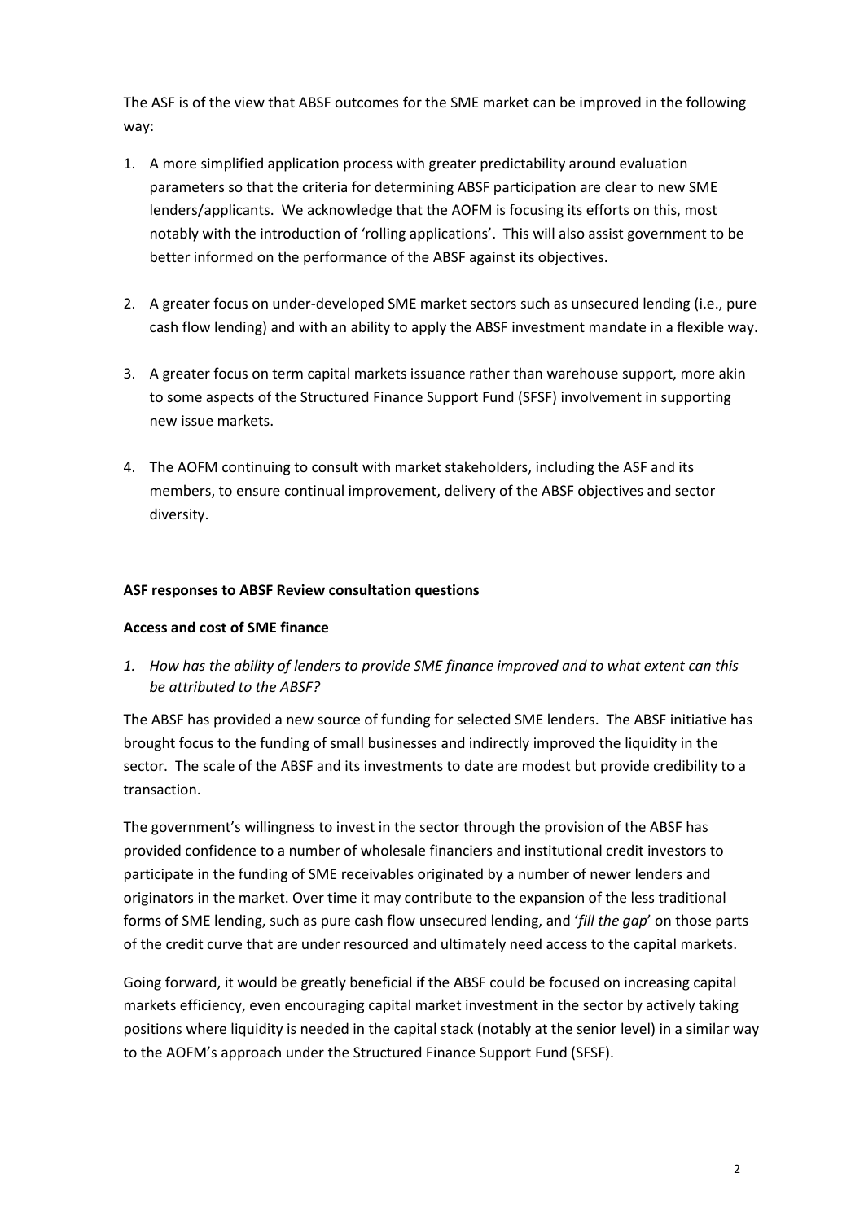The ASF is of the view that ABSF outcomes for the SME market can be improved in the following way:

1. A more simplified application process with greater predictability around evaluation parameters so that the criteria for determining ABSF participation are clear to new SME lenders/applicants. We acknowledge that the AOFM is focusing its efforts on this, most notably with the introduction of 'rolling applications'. This will also assist government to be better informed on the performance of the ABSF against its objectives.

2. A greater focus on under-developed SME market sectors such as unsecured lending (i.e., pure cash flow lending) and with an ability to apply the ABSF investment mandate in a flexible way.

3. A greater focus on term capital markets issuance rather than warehouse support, more akin to some aspects of the Structured Finance Support Fund (SFSF) involvement in supporting new issue markets.

4. The AOFM continuing to consult with market stakeholders, including the ASF and its members, to ensure continual improvement, delivery of the ABSF objectives and sector diversity.

**ASF responses to ABSF Review consultation questions**

**Access and cost of SME finance**

1. *How has the ability of lenders to provide SME finance improved and to what extent can this be attributed to the ABSF?*

The ABSF has provided a new source of funding for selected SME lenders. The ABSF initiative has brought focus to the funding of small businesses and indirectly improved the liquidity in the sector. The scale of the ABSF and its investments to date are modest but provide credibility to a transaction.

The government's willingness to invest in the sector through the provision of the ABSF has provided confidence to a number of wholesale financiers and institutional credit investors to participate in the funding of SME receivables originated by a number of newer lenders and originators in the market. Over time it may contribute to the expansion of the less traditional forms of SME lending, such as pure cash flow unsecured lending, and '*fill the gap*' on those parts of the credit curve that are under resourced and ultimately need access to the capital markets.

Going forward, it would be greatly beneficial if the ABSF could be focused on increasing capital markets efficiency, even encouraging capital market investment in the sector by actively taking positions where liquidity is needed in the capital stack (notably at the senior level) in a similar way to the AOFM's approach under the Structured Finance Support Fund (SFSF).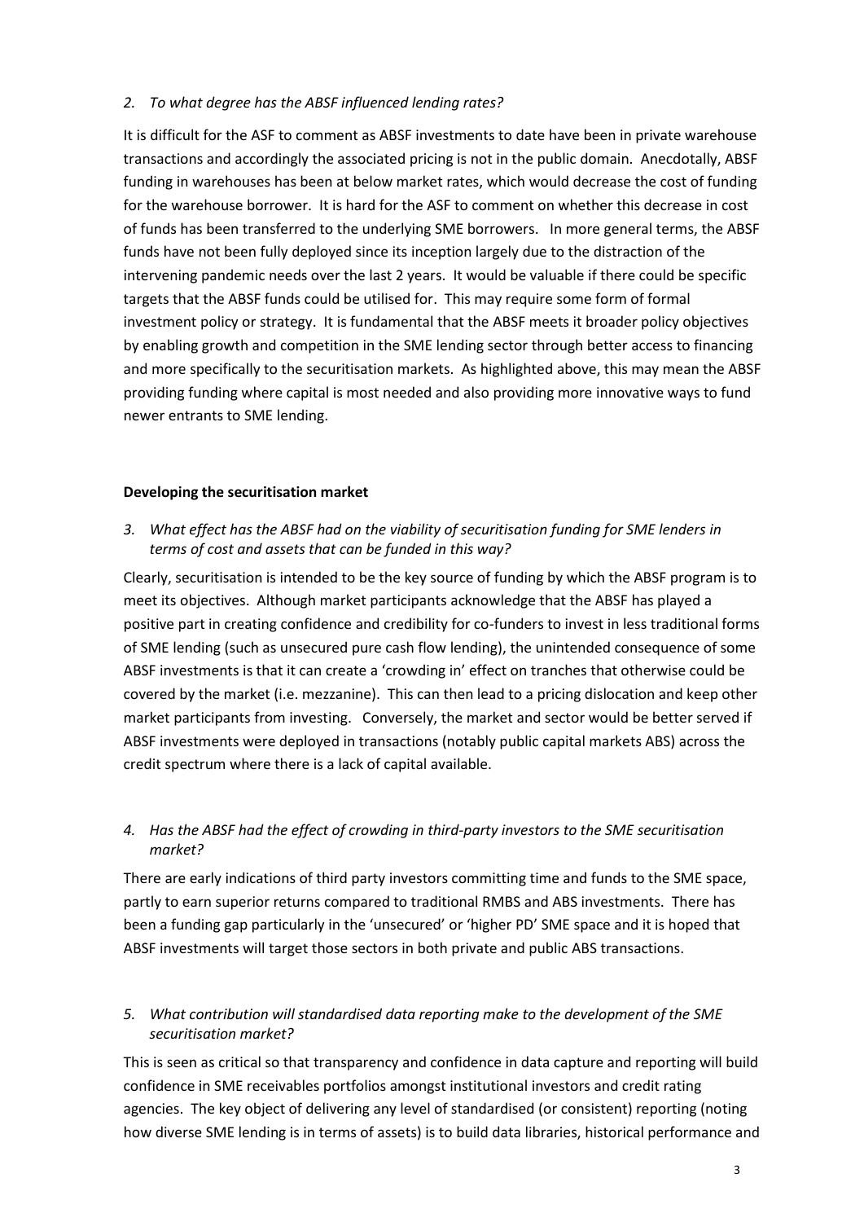*2. To what degree has the ABSF influenced lending rates?*

It is difficult for the ASF to comment as ABSF investments to date have been in private warehouse transactions and accordingly the associated pricing is not in the public domain. Anecdotally, ABSF funding in warehouses has been at below market rates, which would decrease the cost of funding for the warehouse borrower. It is hard for the ASF to comment on whether this decrease in cost of funds has been transferred to the underlying SME borrowers. In more general terms, the ABSF funds have not been fully deployed since its inception largely due to the distraction of the intervening pandemic needs over the last 2 years. It would be valuable if there could be specific targets that the ABSF funds could be utilised for. This may require some form of formal investment policy or strategy. It is fundamental that the ABSF meets it broader policy objectives by enabling growth and competition in the SME lending sector through better access to financing and more specifically to the securitisation markets. As highlighted above, this may mean the ABSF providing funding where capital is most needed and also providing more innovative ways to fund newer entrants to SME lending.

**Developing the securitisation market**

*3. What effect has the ABSF had on the viability of securitisation funding for SME lenders in terms of cost and assets that can be funded in this way?*

Clearly, securitisation is intended to be the key source of funding by which the ABSF program is to meet its objectives. Although market participants acknowledge that the ABSF has played a positive part in creating confidence and credibility for co-funders to invest in less traditional forms of SME lending (such as unsecured pure cash flow lending), the unintended consequence of some ABSF investments is that it can create a 'crowding in' effect on tranches that otherwise could be covered by the market (i.e. mezzanine). This can then lead to a pricing dislocation and keep other market participants from investing. Conversely, the market and sector would be better served if ABSF investments were deployed in transactions (notably public capital markets ABS) across the credit spectrum where there is a lack of capital available.

*4. Has the ABSF had the effect of crowding in third-party investors to the SME securitisation market?*

There are early indications of third party investors committing time and funds to the SME space, partly to earn superior returns compared to traditional RMBS and ABS investments. There has been a funding gap particularly in the 'unsecured' or 'higher PD' SME space and it is hoped that ABSF investments will target those sectors in both private and public ABS transactions.

*5. What contribution will standardised data reporting make to the development of the SME securitisation market?*

This is seen as critical so that transparency and confidence in data capture and reporting will build confidence in SME receivables portfolios amongst institutional investors and credit rating agencies. The key object of delivering any level of standardised (or consistent) reporting (noting how diverse SME lending is in terms of assets) is to build data libraries, historical performance and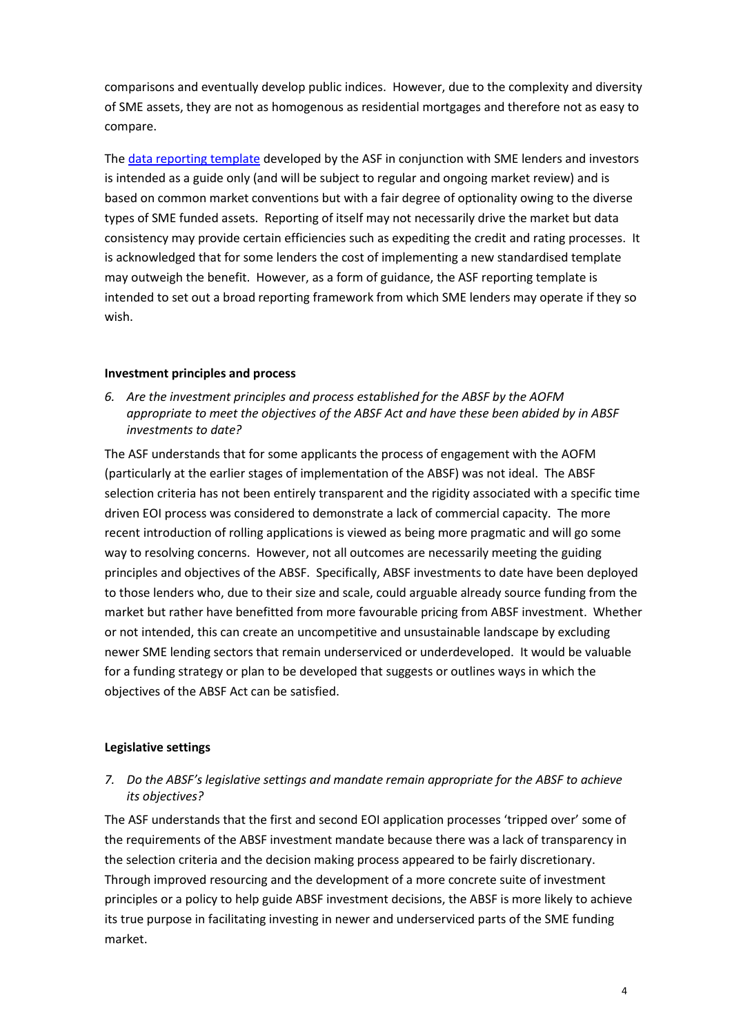comparisons and eventually develop public indices. However, due to the complexity and diversity of SME assets, they are not as homogenous as residential mortgages and therefore not as easy to compare.

The [data reporting template]() developed by the ASF in conjunction with SME lenders and investors is intended as a guide only (and will be subject to regular and ongoing market review) and is based on common market conventions but with a fair degree of optionality owing to the diverse types of SME funded assets. Reporting of itself may not necessarily drive the market but data consistency may provide certain efficiencies such as expediting the credit and rating processes. It is acknowledged that for some lenders the cost of implementing a new standardised template may outweigh the benefit. However, as a form of guidance, the ASF reporting template is intended to set out a broad reporting framework from which SME lenders may operate if they so wish.

**Investment principles and process**

6. *Are the investment principles and process established for the ABSF by the AOFM appropriate to meet the objectives of the ABSF Act and have these been abided by in ABSF investments to date?*

The ASF understands that for some applicants the process of engagement with the AOFM (particularly at the earlier stages of implementation of the ABSF) was not ideal. The ABSF selection criteria has not been entirely transparent and the rigidity associated with a specific time driven EOI process was considered to demonstrate a lack of commercial capacity. The more recent introduction of rolling applications is viewed as being more pragmatic and will go some way to resolving concerns. However, not all outcomes are necessarily meeting the guiding principles and objectives of the ABSF. Specifically, ABSF investments to date have been deployed to those lenders who, due to their size and scale, could arguable already source funding from the market but rather have benefitted from more favourable pricing from ABSF investment. Whether or not intended, this can create an uncompetitive and unsustainable landscape by excluding newer SME lending sectors that remain underserviced or underdeveloped. It would be valuable for a funding strategy or plan to be developed that suggests or outlines ways in which the objectives of the ABSF Act can be satisfied.

**Legislative settings**

7. *Do the ABSF's legislative settings and mandate remain appropriate for the ABSF to achieve its objectives?*

The ASF understands that the first and second EOI application processes 'tripped over' some of the requirements of the ABSF investment mandate because there was a lack of transparency in the selection criteria and the decision making process appeared to be fairly discretionary. Through improved resourcing and the development of a more concrete suite of investment principles or a policy to help guide ABSF investment decisions, the ABSF is more likely to achieve its true purpose in facilitating investing in newer and underserviced parts of the SME funding market.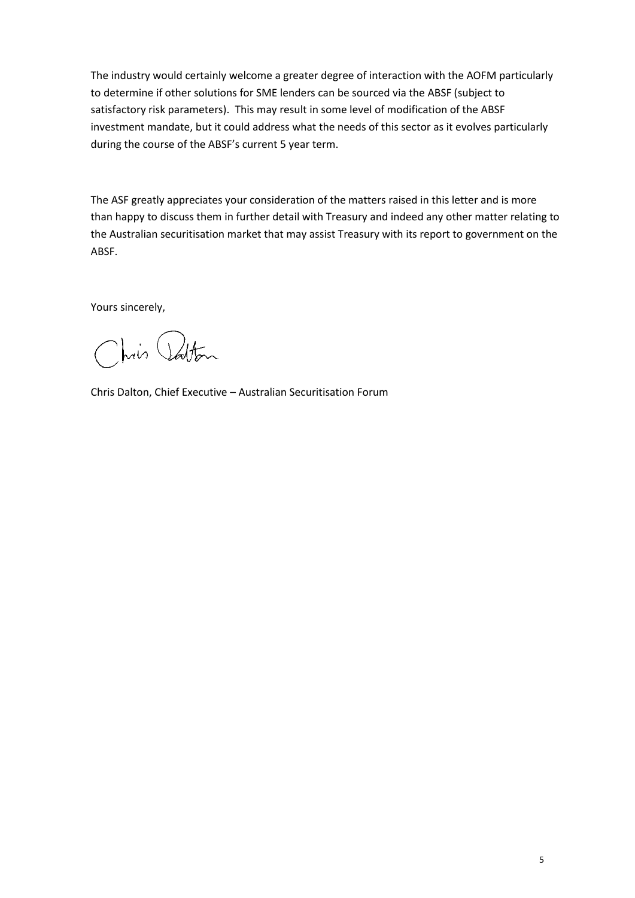The industry would certainly welcome a greater degree of interaction with the AOFM particularly to determine if other solutions for SME lenders can be sourced via the ABSF (subject to satisfactory risk parameters). This may result in some level of modification of the ABSF investment mandate, but it could address what the needs of this sector as it evolves particularly during the course of the ABSF's current 5 year term.

The ASF greatly appreciates your consideration of the matters raised in this letter and is more than happy to discuss them in further detail with Treasury and indeed any other matter relating to the Australian securitisation market that may assist Treasury with its report to government on the ABSF.

Yours sincerely,

Chris Dalton

Chris Dalton, Chief Executive – Australian Securitisation Forum